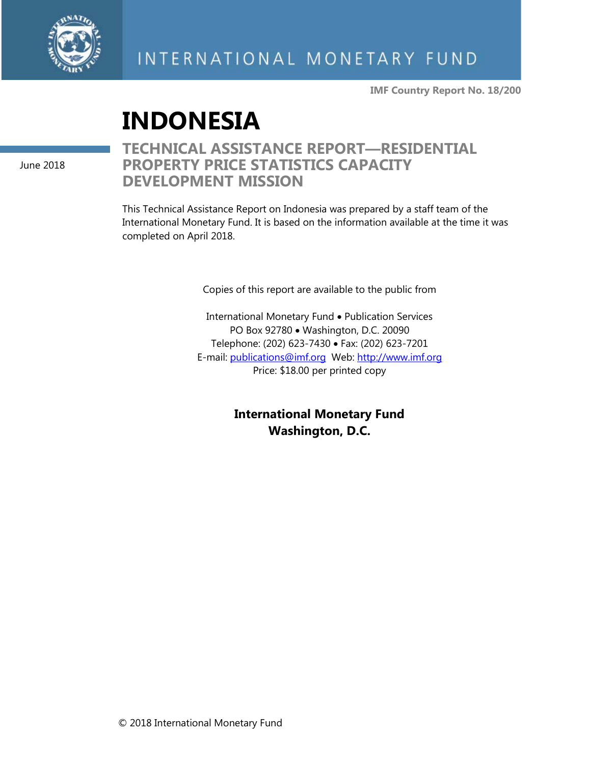INTERNATIONAL MONETARY FUND

**IMF Country Report No. 18/200**

# INDONESIA

June 2018

## TECHNICAL ASSISTANCE REPORT—RESIDENTIAL PROPERTY PRICE STATISTICS CAPACITY DEVELOPMENT MISSION

This Technical Assistance Report on Indonesia was prepared by a staff team of the International Monetary Fund. It is based on the information available at the time it was completed on April 2018.

Copies of this report are available to the public from

International Monetary Fund • Publication Services
PO Box 92780 • Washington, D.C. 20090
Telephone: (202) 623-7430 • Fax: (202) 623-7201
E-mail: publications@imf.org Web: http://www.imf.org
Price: $18.00 per printed copy

**International Monetary Fund**
**Washington, D.C.**

© 2018 International Monetary Fund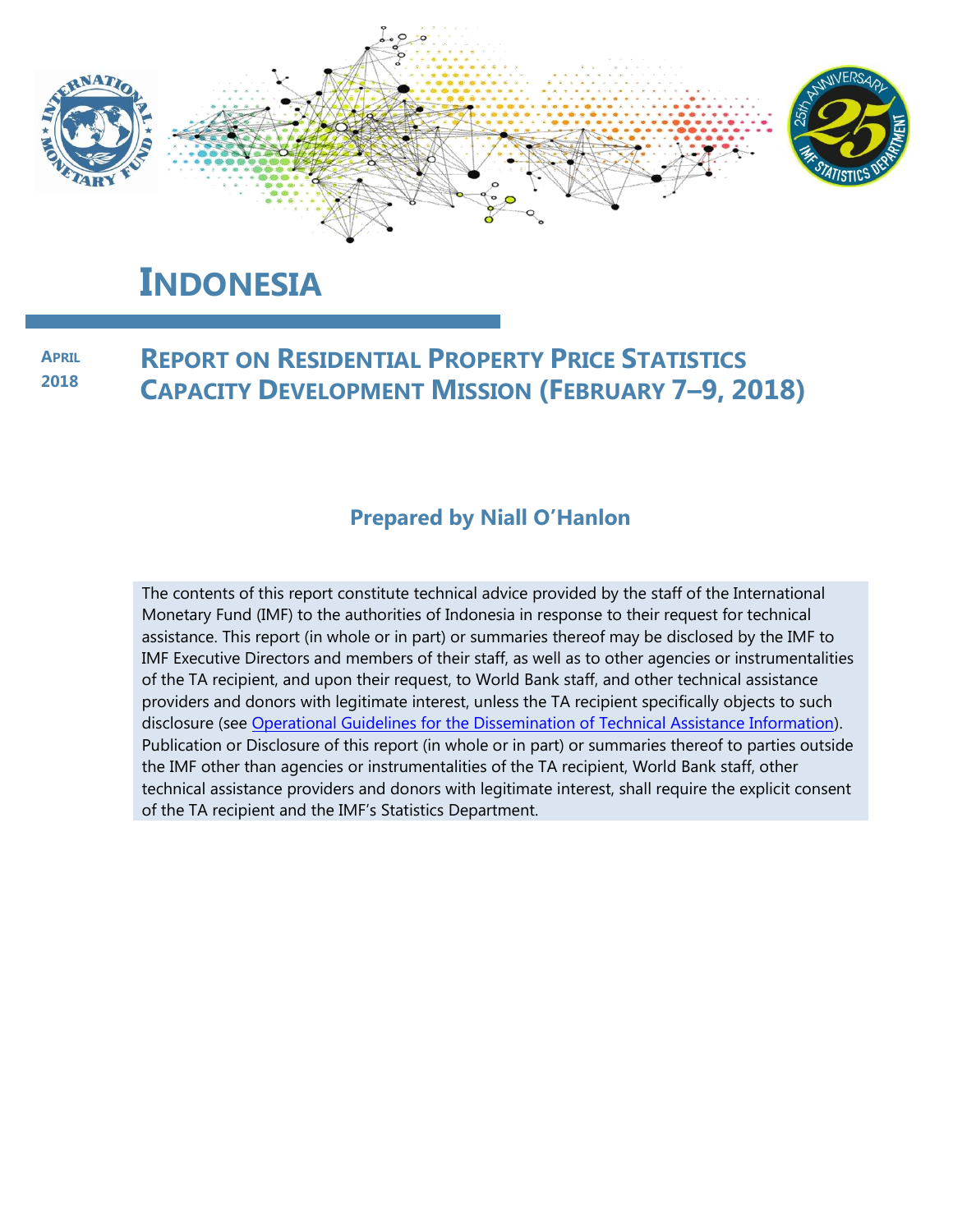# INDONESIA

**APRIL 2018**

## REPORT ON RESIDENTIAL PROPERTY PRICE STATISTICS CAPACITY DEVELOPMENT MISSION (FEBRUARY 7–9, 2018)

**Prepared by Niall O'Hanlon**

The contents of this report constitute technical advice provided by the staff of the International Monetary Fund (IMF) to the authorities of Indonesia in response to their request for technical assistance. This report (in whole or in part) or summaries thereof may be disclosed by the IMF to IMF Executive Directors and members of their staff, as well as to other agencies or instrumentalities of the TA recipient, and upon their request, to World Bank staff, and other technical assistance providers and donors with legitimate interest, unless the TA recipient specifically objects to such disclosure (see Operational Guidelines for the Dissemination of Technical Assistance Information). Publication or Disclosure of this report (in whole or in part) or summaries thereof to parties outside the IMF other than agencies or instrumentalities of the TA recipient, World Bank staff, other technical assistance providers and donors with legitimate interest, shall require the explicit consent of the TA recipient and the IMF's Statistics Department.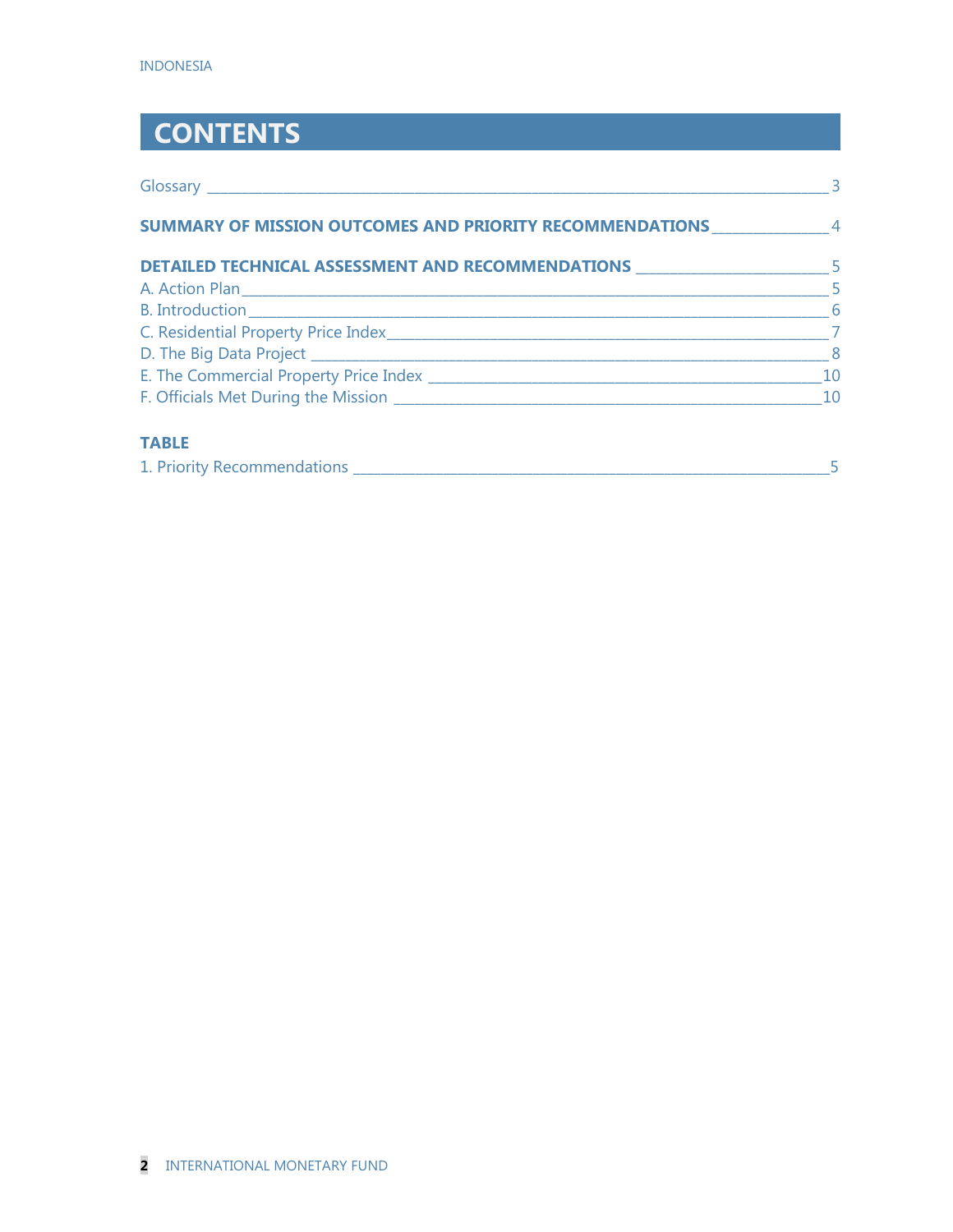# CONTENTS

Glossary ___ 3

**SUMMARY OF MISSION OUTCOMES AND PRIORITY RECOMMENDATIONS** ___ 4

**DETAILED TECHNICAL ASSESSMENT AND RECOMMENDATIONS** ___ 5

A. Action Plan ___ 5

B. Introduction ___ 6

C. Residential Property Price Index ___ 7

D. The Big Data Project ___ 8

E. The Commercial Property Price Index ___ 10

F. Officials Met During the Mission ___ 10

**TABLE**

1. Priority Recommendations ___ 5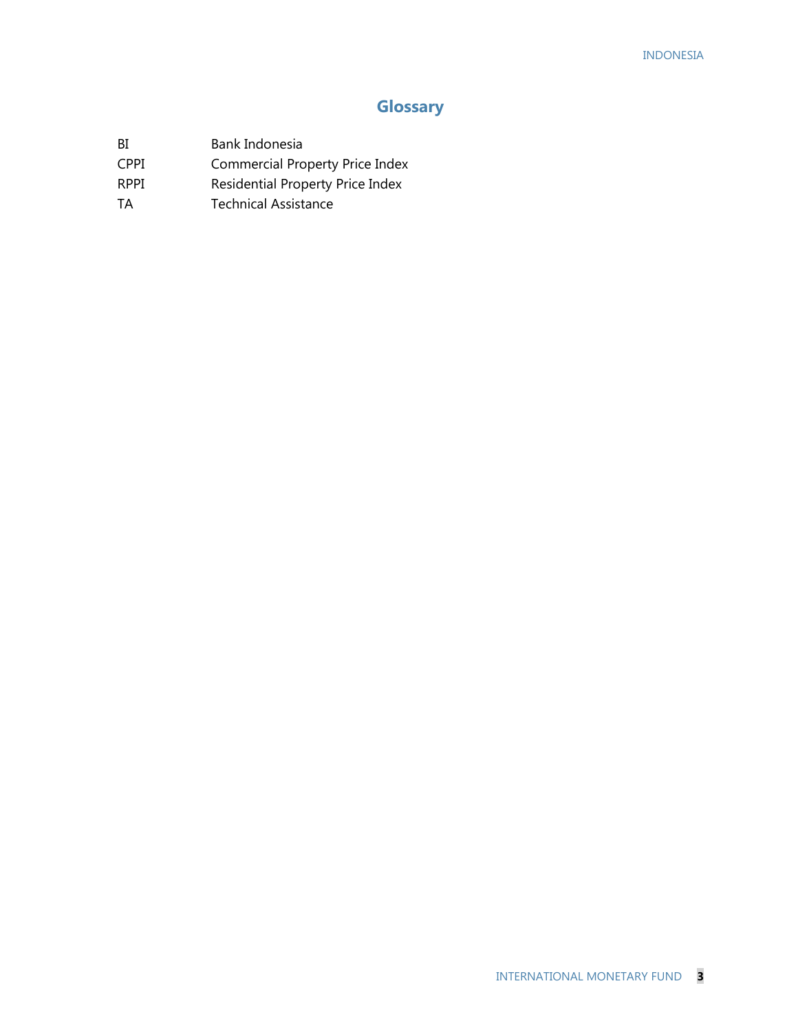# Glossary

| | |
|---|---|
| BI | Bank Indonesia |
| CPPI | Commercial Property Price Index |
| RPPI | Residential Property Price Index |
| TA | Technical Assistance |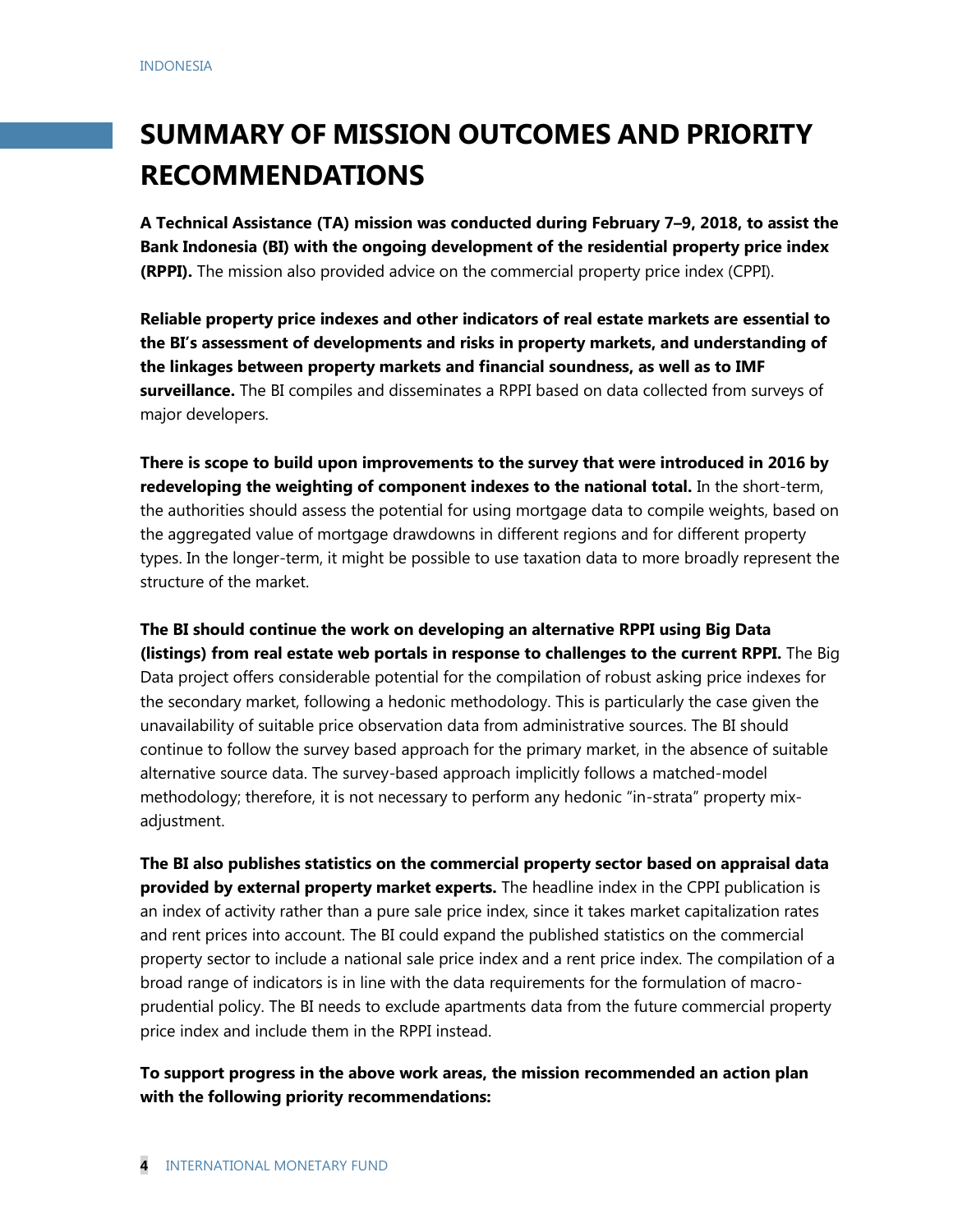# SUMMARY OF MISSION OUTCOMES AND PRIORITY RECOMMENDATIONS

**A Technical Assistance (TA) mission was conducted during February 7–9, 2018, to assist the Bank Indonesia (BI) with the ongoing development of the residential property price index (RPPI).** The mission also provided advice on the commercial property price index (CPPI).

**Reliable property price indexes and other indicators of real estate markets are essential to the BI's assessment of developments and risks in property markets, and understanding of the linkages between property markets and financial soundness, as well as to IMF surveillance.** The BI compiles and disseminates a RPPI based on data collected from surveys of major developers.

**There is scope to build upon improvements to the survey that were introduced in 2016 by redeveloping the weighting of component indexes to the national total.** In the short-term, the authorities should assess the potential for using mortgage data to compile weights, based on the aggregated value of mortgage drawdowns in different regions and for different property types. In the longer-term, it might be possible to use taxation data to more broadly represent the structure of the market.

**The BI should continue the work on developing an alternative RPPI using Big Data (listings) from real estate web portals in response to challenges to the current RPPI.** The Big Data project offers considerable potential for the compilation of robust asking price indexes for the secondary market, following a hedonic methodology. This is particularly the case given the unavailability of suitable price observation data from administrative sources. The BI should continue to follow the survey based approach for the primary market, in the absence of suitable alternative source data. The survey-based approach implicitly follows a matched-model methodology; therefore, it is not necessary to perform any hedonic "in-strata" property mix-adjustment.

**The BI also publishes statistics on the commercial property sector based on appraisal data provided by external property market experts.** The headline index in the CPPI publication is an index of activity rather than a pure sale price index, since it takes market capitalization rates and rent prices into account. The BI could expand the published statistics on the commercial property sector to include a national sale price index and a rent price index. The compilation of a broad range of indicators is in line with the data requirements for the formulation of macro-prudential policy. The BI needs to exclude apartments data from the future commercial property price index and include them in the RPPI instead.

**To support progress in the above work areas, the mission recommended an action plan with the following priority recommendations:**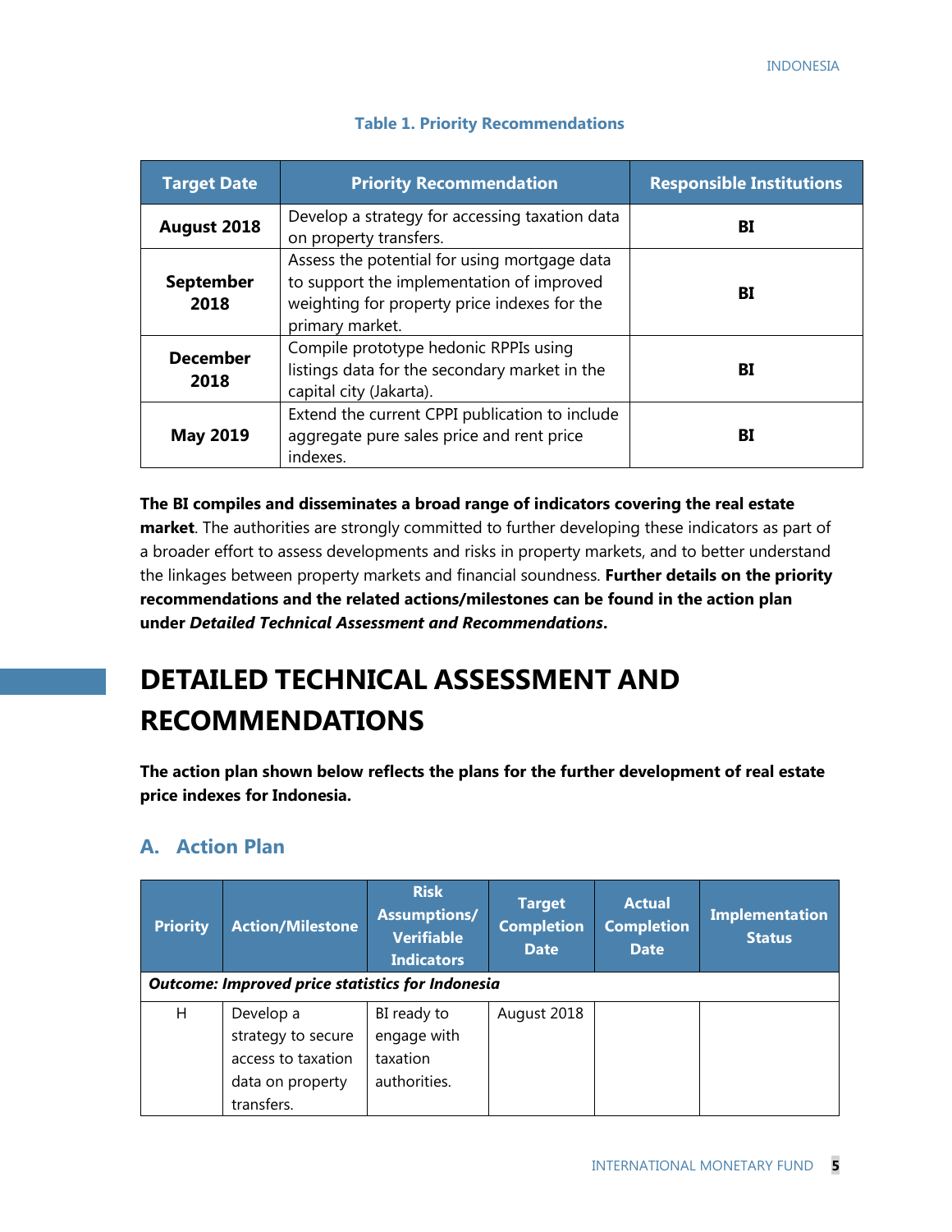**Table 1. Priority Recommendations**

| Target Date | Priority Recommendation | Responsible Institutions |
|---|---|---|
| **August 2018** | Develop a strategy for accessing taxation data on property transfers. | **BI** |
| **September 2018** | Assess the potential for using mortgage data to support the implementation of improved weighting for property price indexes for the primary market. | **BI** |
| **December 2018** | Compile prototype hedonic RPPIs using listings data for the secondary market in the capital city (Jakarta). | **BI** |
| **May 2019** | Extend the current CPPI publication to include aggregate pure sales price and rent price indexes. | **BI** |

**The BI compiles and disseminates a broad range of indicators covering the real estate market**. The authorities are strongly committed to further developing these indicators as part of a broader effort to assess developments and risks in property markets, and to better understand the linkages between property markets and financial soundness. **Further details on the priority recommendations and the related actions/milestones can be found in the action plan under *Detailed Technical Assessment and Recommendations*.**

# DETAILED TECHNICAL ASSESSMENT AND RECOMMENDATIONS

**The action plan shown below reflects the plans for the further development of real estate price indexes for Indonesia.**

## A. Action Plan

| Priority | Action/Milestone | Risk Assumptions/ Verifiable Indicators | Target Completion Date | Actual Completion Date | Implementation Status |
|---|---|---|---|---|---|
| ***Outcome: Improved price statistics for Indonesia*** | | | | | |
| H | Develop a strategy to secure access to taxation data on property transfers. | BI ready to engage with taxation authorities. | August 2018 | | |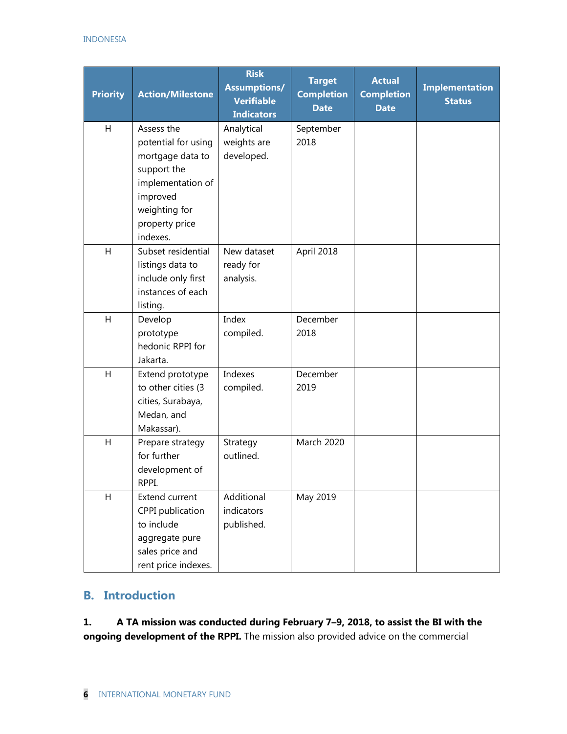| Priority | Action/Milestone | Risk Assumptions/ Verifiable Indicators | Target Completion Date | Actual Completion Date | Implementation Status |
|---|---|---|---|---|---|
| H | Assess the potential for using mortgage data to support the implementation of improved weighting for property price indexes. | Analytical weights are developed. | September 2018 | | |
| H | Subset residential listings data to include only first instances of each listing. | New dataset ready for analysis. | April 2018 | | |
| H | Develop prototype hedonic RPPI for Jakarta. | Index compiled. | December 2018 | | |
| H | Extend prototype to other cities (3 cities, Surabaya, Medan, and Makassar). | Indexes compiled. | December 2019 | | |
| H | Prepare strategy for further development of RPPI. | Strategy outlined. | March 2020 | | |
| H | Extend current CPPI publication to include aggregate pure sales price and rent price indexes. | Additional indicators published. | May 2019 | | |

## B. Introduction

**1. A TA mission was conducted during February 7–9, 2018, to assist the BI with the ongoing development of the RPPI.** The mission also provided advice on the commercial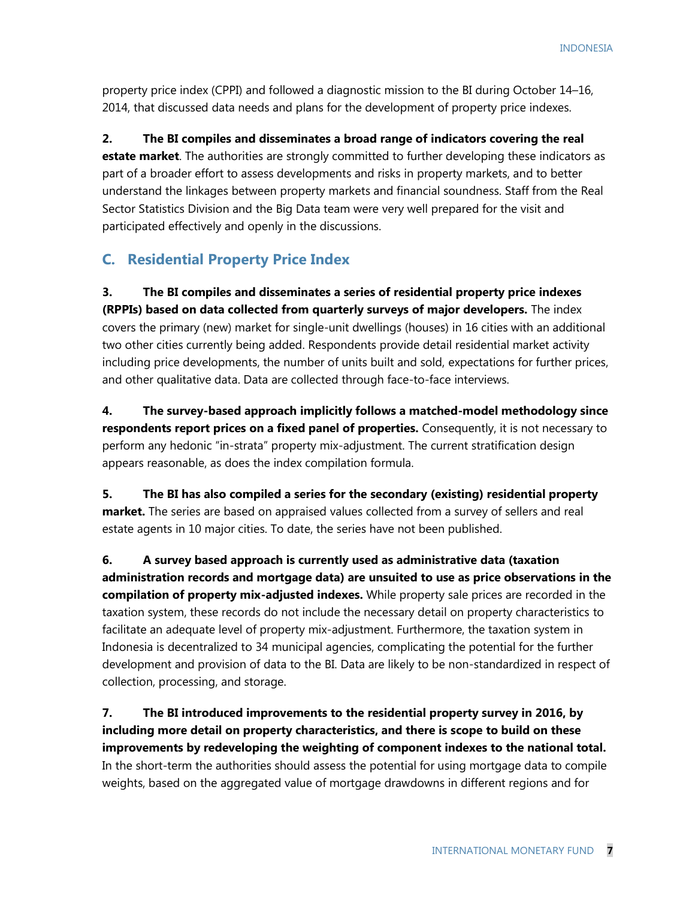property price index (CPPI) and followed a diagnostic mission to the BI during October 14–16, 2014, that discussed data needs and plans for the development of property price indexes.

**2. The BI compiles and disseminates a broad range of indicators covering the real estate market**. The authorities are strongly committed to further developing these indicators as part of a broader effort to assess developments and risks in property markets, and to better understand the linkages between property markets and financial soundness. Staff from the Real Sector Statistics Division and the Big Data team were very well prepared for the visit and participated effectively and openly in the discussions.

## C. Residential Property Price Index

**3. The BI compiles and disseminates a series of residential property price indexes (RPPIs) based on data collected from quarterly surveys of major developers.** The index covers the primary (new) market for single-unit dwellings (houses) in 16 cities with an additional two other cities currently being added. Respondents provide detail residential market activity including price developments, the number of units built and sold, expectations for further prices, and other qualitative data. Data are collected through face-to-face interviews.

**4. The survey-based approach implicitly follows a matched-model methodology since respondents report prices on a fixed panel of properties.** Consequently, it is not necessary to perform any hedonic "in-strata" property mix-adjustment. The current stratification design appears reasonable, as does the index compilation formula.

**5. The BI has also compiled a series for the secondary (existing) residential property market.** The series are based on appraised values collected from a survey of sellers and real estate agents in 10 major cities. To date, the series have not been published.

**6. A survey based approach is currently used as administrative data (taxation administration records and mortgage data) are unsuited to use as price observations in the compilation of property mix-adjusted indexes.** While property sale prices are recorded in the taxation system, these records do not include the necessary detail on property characteristics to facilitate an adequate level of property mix-adjustment. Furthermore, the taxation system in Indonesia is decentralized to 34 municipal agencies, complicating the potential for the further development and provision of data to the BI. Data are likely to be non-standardized in respect of collection, processing, and storage.

**7. The BI introduced improvements to the residential property survey in 2016, by including more detail on property characteristics, and there is scope to build on these improvements by redeveloping the weighting of component indexes to the national total.** In the short-term the authorities should assess the potential for using mortgage data to compile weights, based on the aggregated value of mortgage drawdowns in different regions and for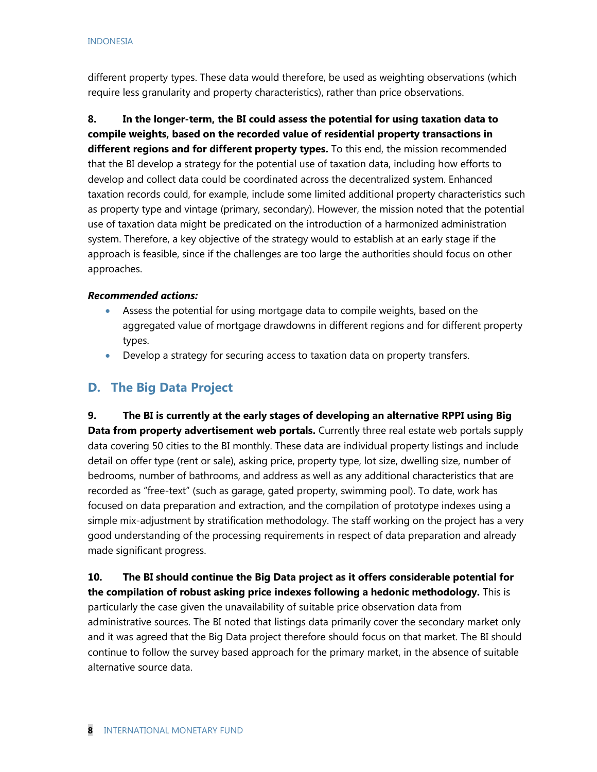different property types. These data would therefore, be used as weighting observations (which require less granularity and property characteristics), rather than price observations.

**8. In the longer-term, the BI could assess the potential for using taxation data to compile weights, based on the recorded value of residential property transactions in different regions and for different property types.** To this end, the mission recommended that the BI develop a strategy for the potential use of taxation data, including how efforts to develop and collect data could be coordinated across the decentralized system. Enhanced taxation records could, for example, include some limited additional property characteristics such as property type and vintage (primary, secondary). However, the mission noted that the potential use of taxation data might be predicated on the introduction of a harmonized administration system. Therefore, a key objective of the strategy would to establish at an early stage if the approach is feasible, since if the challenges are too large the authorities should focus on other approaches.

***Recommended actions:***

- Assess the potential for using mortgage data to compile weights, based on the aggregated value of mortgage drawdowns in different regions and for different property types.
- Develop a strategy for securing access to taxation data on property transfers.

## D. The Big Data Project

**9. The BI is currently at the early stages of developing an alternative RPPI using Big Data from property advertisement web portals.** Currently three real estate web portals supply data covering 50 cities to the BI monthly. These data are individual property listings and include detail on offer type (rent or sale), asking price, property type, lot size, dwelling size, number of bedrooms, number of bathrooms, and address as well as any additional characteristics that are recorded as "free-text" (such as garage, gated property, swimming pool). To date, work has focused on data preparation and extraction, and the compilation of prototype indexes using a simple mix-adjustment by stratification methodology. The staff working on the project has a very good understanding of the processing requirements in respect of data preparation and already made significant progress.

**10. The BI should continue the Big Data project as it offers considerable potential for the compilation of robust asking price indexes following a hedonic methodology.** This is particularly the case given the unavailability of suitable price observation data from administrative sources. The BI noted that listings data primarily cover the secondary market only and it was agreed that the Big Data project therefore should focus on that market. The BI should continue to follow the survey based approach for the primary market, in the absence of suitable alternative source data.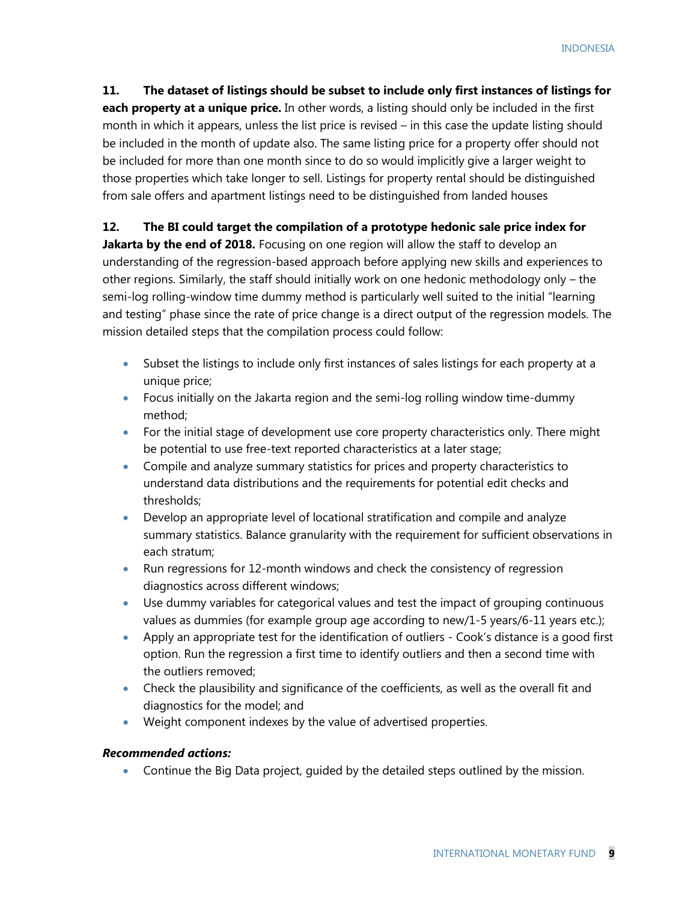**11. The dataset of listings should be subset to include only first instances of listings for each property at a unique price.** In other words, a listing should only be included in the first month in which it appears, unless the list price is revised – in this case the update listing should be included in the month of update also. The same listing price for a property offer should not be included for more than one month since to do so would implicitly give a larger weight to those properties which take longer to sell. Listings for property rental should be distinguished from sale offers and apartment listings need to be distinguished from landed houses

**12. The BI could target the compilation of a prototype hedonic sale price index for Jakarta by the end of 2018.** Focusing on one region will allow the staff to develop an understanding of the regression-based approach before applying new skills and experiences to other regions. Similarly, the staff should initially work on one hedonic methodology only – the semi-log rolling-window time dummy method is particularly well suited to the initial "learning and testing" phase since the rate of price change is a direct output of the regression models. The mission detailed steps that the compilation process could follow:

- Subset the listings to include only first instances of sales listings for each property at a unique price;
- Focus initially on the Jakarta region and the semi-log rolling window time-dummy method;
- For the initial stage of development use core property characteristics only. There might be potential to use free-text reported characteristics at a later stage;
- Compile and analyze summary statistics for prices and property characteristics to understand data distributions and the requirements for potential edit checks and thresholds;
- Develop an appropriate level of locational stratification and compile and analyze summary statistics. Balance granularity with the requirement for sufficient observations in each stratum;
- Run regressions for 12-month windows and check the consistency of regression diagnostics across different windows;
- Use dummy variables for categorical values and test the impact of grouping continuous values as dummies (for example group age according to new/1-5 years/6-11 years etc.);
- Apply an appropriate test for the identification of outliers - Cook's distance is a good first option. Run the regression a first time to identify outliers and then a second time with the outliers removed;
- Check the plausibility and significance of the coefficients, as well as the overall fit and diagnostics for the model; and
- Weight component indexes by the value of advertised properties.

***Recommended actions:***

- Continue the Big Data project, guided by the detailed steps outlined by the mission.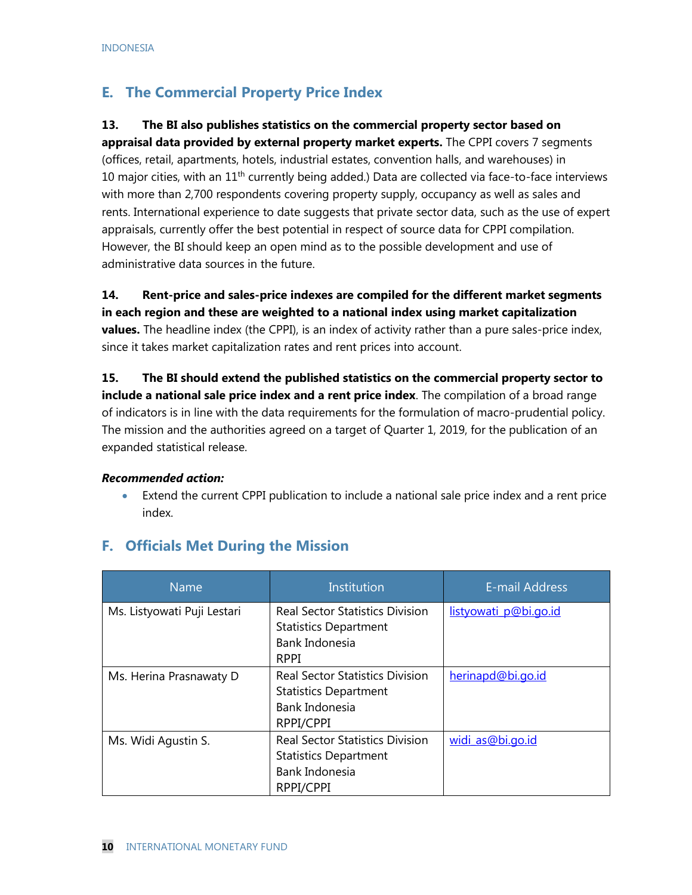## E. The Commercial Property Price Index

**13. The BI also publishes statistics on the commercial property sector based on appraisal data provided by external property market experts.** The CPPI covers 7 segments (offices, retail, apartments, hotels, industrial estates, convention halls, and warehouses) in 10 major cities, with an 11th currently being added.) Data are collected via face-to-face interviews with more than 2,700 respondents covering property supply, occupancy as well as sales and rents. International experience to date suggests that private sector data, such as the use of expert appraisals, currently offer the best potential in respect of source data for CPPI compilation. However, the BI should keep an open mind as to the possible development and use of administrative data sources in the future.

**14. Rent-price and sales-price indexes are compiled for the different market segments in each region and these are weighted to a national index using market capitalization values.** The headline index (the CPPI), is an index of activity rather than a pure sales-price index, since it takes market capitalization rates and rent prices into account.

**15. The BI should extend the published statistics on the commercial property sector to include a national sale price index and a rent price index**. The compilation of a broad range of indicators is in line with the data requirements for the formulation of macro-prudential policy. The mission and the authorities agreed on a target of Quarter 1, 2019, for the publication of an expanded statistical release.

***Recommended action:***

- Extend the current CPPI publication to include a national sale price index and a rent price index.

## F. Officials Met During the Mission

| Name | Institution | E-mail Address |
|---|---|---|
| Ms. Listyowati Puji Lestari | Real Sector Statistics Division<br>Statistics Department<br>Bank Indonesia<br>RPPI | listyowati_p@bi.go.id |
| Ms. Herina Prasnawaty D | Real Sector Statistics Division<br>Statistics Department<br>Bank Indonesia<br>RPPI/CPPI | herinapd@bi.go.id |
| Ms. Widi Agustin S. | Real Sector Statistics Division<br>Statistics Department<br>Bank Indonesia<br>RPPI/CPPI | widi_as@bi.go.id |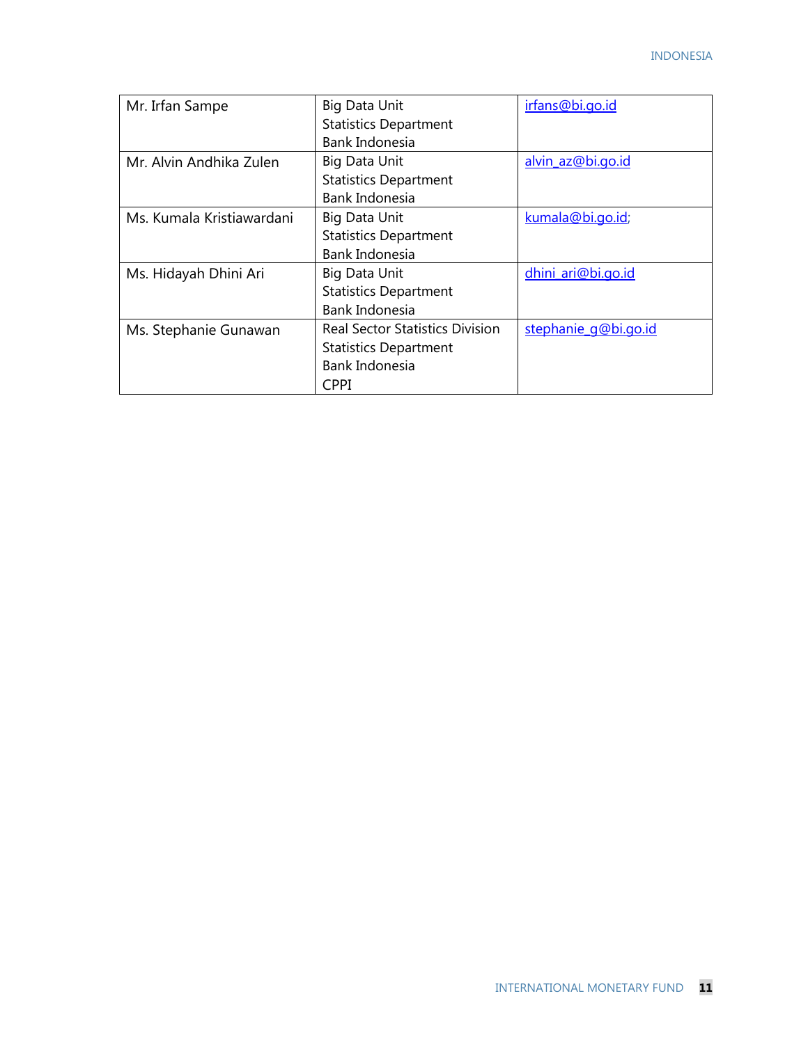| | | |
|---|---|---|
| Mr. Irfan Sampe | Big Data Unit<br>Statistics Department<br>Bank Indonesia | irfans@bi.go.id |
| Mr. Alvin Andhika Zulen | Big Data Unit<br>Statistics Department<br>Bank Indonesia | alvin_az@bi.go.id |
| Ms. Kumala Kristiawardani | Big Data Unit<br>Statistics Department<br>Bank Indonesia | kumala@bi.go.id; |
| Ms. Hidayah Dhini Ari | Big Data Unit<br>Statistics Department<br>Bank Indonesia | dhini_ari@bi.go.id |
| Ms. Stephanie Gunawan | Real Sector Statistics Division<br>Statistics Department<br>Bank Indonesia<br>CPPI | stephanie_g@bi.go.id |